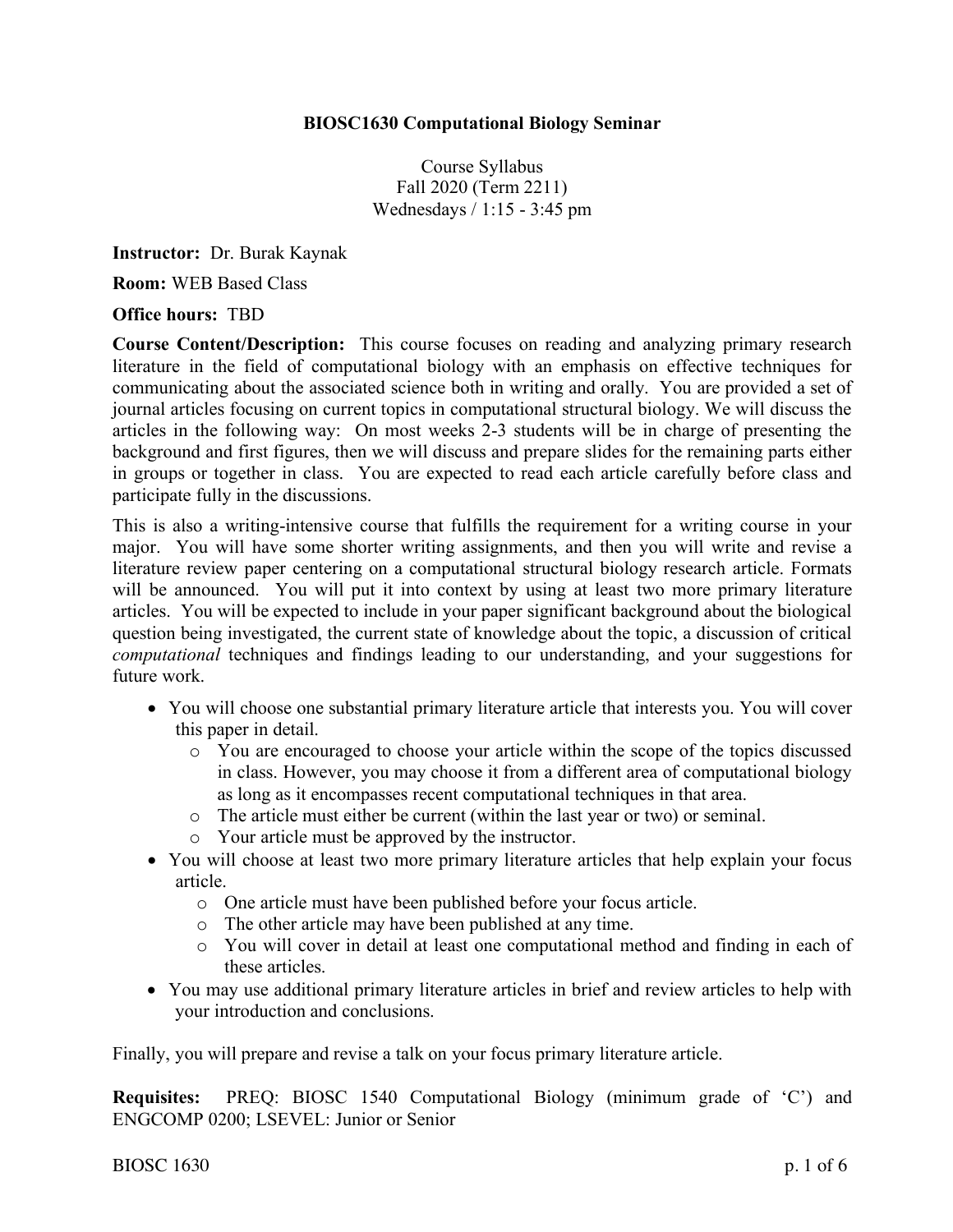# BIOSC1630 Computational Biology Seminar

Course Syllabus
Fall 2020 (Term 2211)
Wednesdays / 1:15 - 3:45 pm

**Instructor:** Dr. Burak Kaynak

**Room:** WEB Based Class

**Office hours:** TBD

**Course Content/Description:** This course focuses on reading and analyzing primary research literature in the field of computational biology with an emphasis on effective techniques for communicating about the associated science both in writing and orally. You are provided a set of journal articles focusing on current topics in computational structural biology. We will discuss the articles in the following way: On most weeks 2-3 students will be in charge of presenting the background and first figures, then we will discuss and prepare slides for the remaining parts either in groups or together in class. You are expected to read each article carefully before class and participate fully in the discussions.

This is also a writing-intensive course that fulfills the requirement for a writing course in your major. You will have some shorter writing assignments, and then you will write and revise a literature review paper centering on a computational structural biology research article. Formats will be announced. You will put it into context by using at least two more primary literature articles. You will be expected to include in your paper significant background about the biological question being investigated, the current state of knowledge about the topic, a discussion of critical *computational* techniques and findings leading to our understanding, and your suggestions for future work.

- You will choose one substantial primary literature article that interests you. You will cover this paper in detail.
  - You are encouraged to choose your article within the scope of the topics discussed in class. However, you may choose it from a different area of computational biology as long as it encompasses recent computational techniques in that area.
  - The article must either be current (within the last year or two) or seminal.
  - Your article must be approved by the instructor.
- You will choose at least two more primary literature articles that help explain your focus article.
  - One article must have been published before your focus article.
  - The other article may have been published at any time.
  - You will cover in detail at least one computational method and finding in each of these articles.
- You may use additional primary literature articles in brief and review articles to help with your introduction and conclusions.

Finally, you will prepare and revise a talk on your focus primary literature article.

**Requisites:** PREQ: BIOSC 1540 Computational Biology (minimum grade of 'C') and ENGCOMP 0200; LSEVEL: Junior or Senior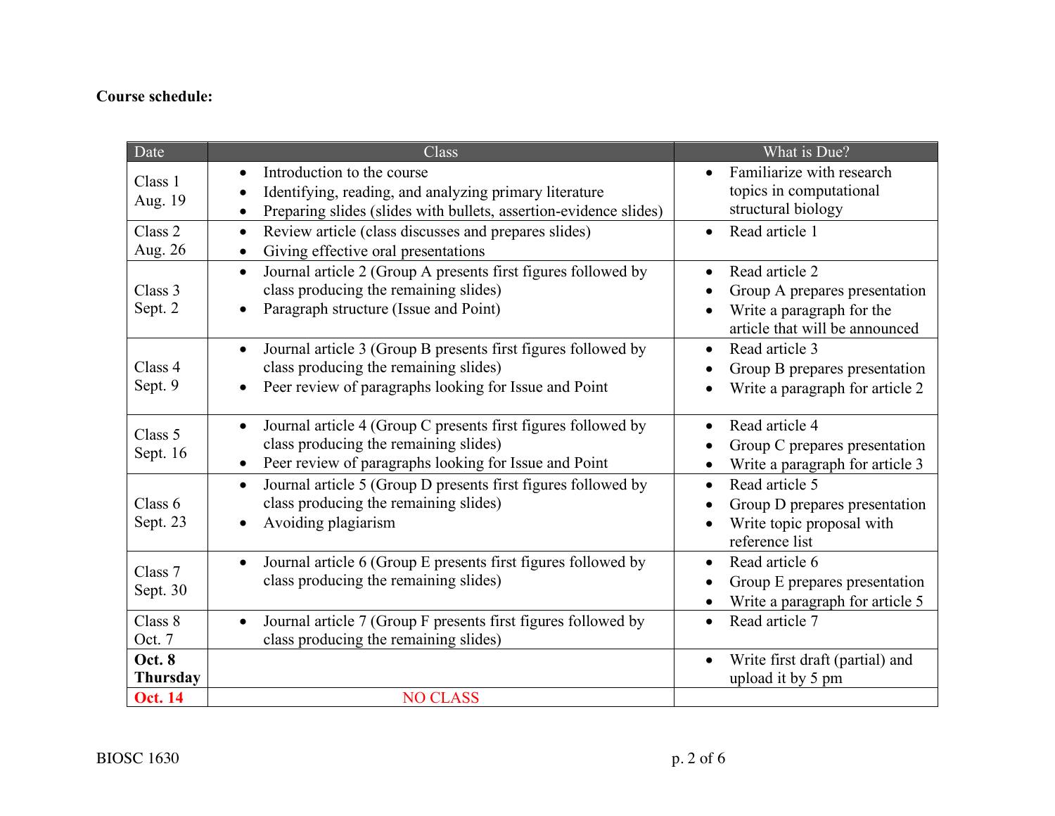**Course schedule:**

| Date | Class | What is Due? |
|---|---|---|
| Class 1<br>Aug. 19 | • Introduction to the course<br>• Identifying, reading, and analyzing primary literature<br>• Preparing slides (slides with bullets, assertion-evidence slides) | • Familiarize with research topics in computational structural biology |
| Class 2<br>Aug. 26 | • Review article (class discusses and prepares slides)<br>• Giving effective oral presentations | • Read article 1 |
| Class 3<br>Sept. 2 | • Journal article 2 (Group A presents first figures followed by class producing the remaining slides)<br>• Paragraph structure (Issue and Point) | • Read article 2<br>• Group A prepares presentation<br>• Write a paragraph for the article that will be announced |
| Class 4<br>Sept. 9 | • Journal article 3 (Group B presents first figures followed by class producing the remaining slides)<br>• Peer review of paragraphs looking for Issue and Point | • Read article 3<br>• Group B prepares presentation<br>• Write a paragraph for article 2 |
| Class 5<br>Sept. 16 | • Journal article 4 (Group C presents first figures followed by class producing the remaining slides)<br>• Peer review of paragraphs looking for Issue and Point | • Read article 4<br>• Group C prepares presentation<br>• Write a paragraph for article 3 |
| Class 6<br>Sept. 23 | • Journal article 5 (Group D presents first figures followed by class producing the remaining slides)<br>• Avoiding plagiarism | • Read article 5<br>• Group D prepares presentation<br>• Write topic proposal with reference list |
| Class 7<br>Sept. 30 | • Journal article 6 (Group E presents first figures followed by class producing the remaining slides) | • Read article 6<br>• Group E prepares presentation<br>• Write a paragraph for article 5 |
| Class 8<br>Oct. 7 | • Journal article 7 (Group F presents first figures followed by class producing the remaining slides) | • Read article 7 |
| **Oct. 8 Thursday** | | • Write first draft (partial) and upload it by 5 pm |
| **Oct. 14** | NO CLASS | |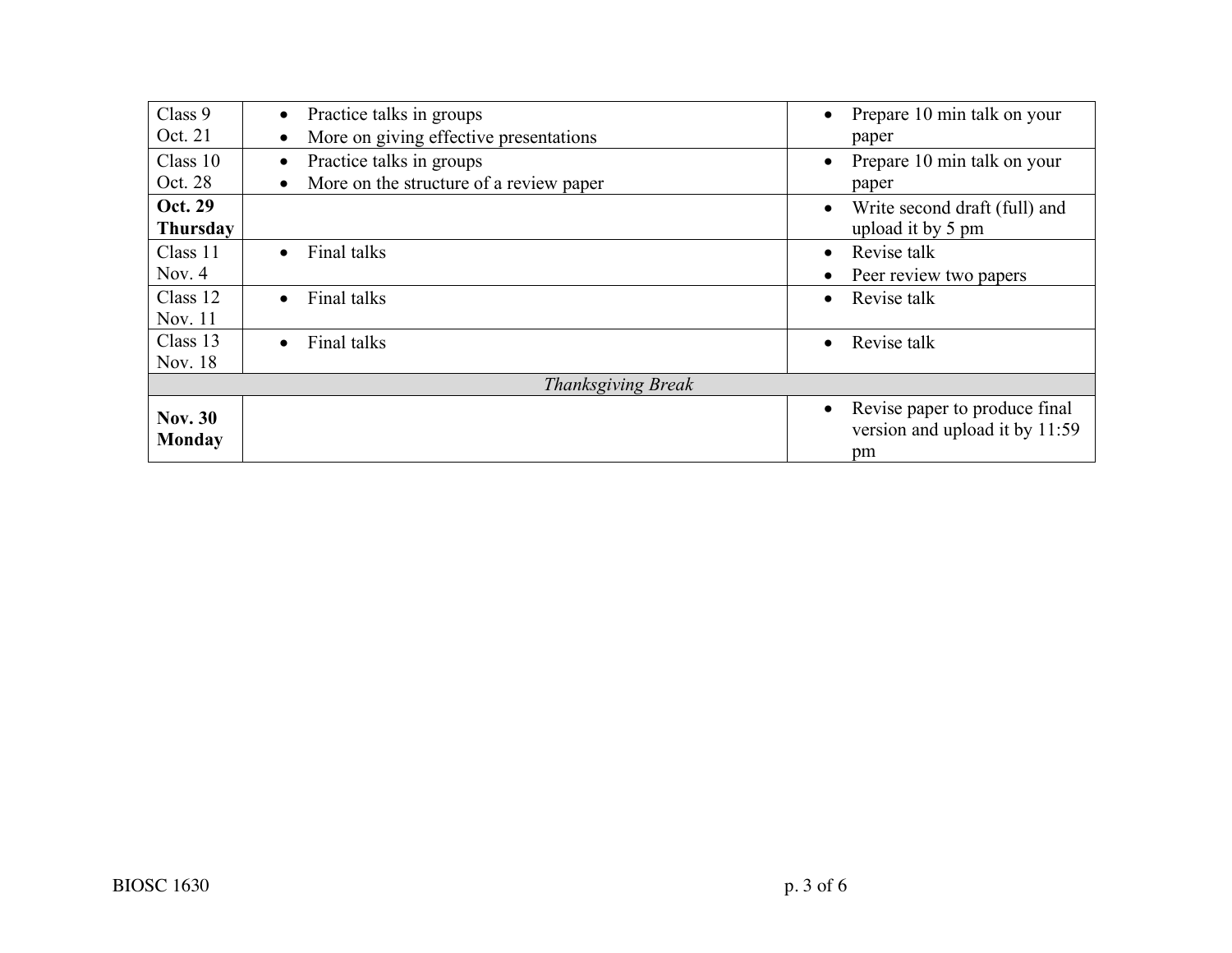| | | |
|---|---|---|
| Class 9<br>Oct. 21 | • Practice talks in groups<br>• More on giving effective presentations | • Prepare 10 min talk on your paper |
| Class 10<br>Oct. 28 | • Practice talks in groups<br>• More on the structure of a review paper | • Prepare 10 min talk on your paper |
| **Oct. 29<br>Thursday** | | • Write second draft (full) and upload it by 5 pm |
| Class 11<br>Nov. 4 | • Final talks | • Revise talk<br>• Peer review two papers |
| Class 12<br>Nov. 11 | • Final talks | • Revise talk |
| Class 13<br>Nov. 18 | • Final talks | • Revise talk |
| | *Thanksgiving Break* | |
| **Nov. 30<br>Monday** | | • Revise paper to produce final version and upload it by 11:59 pm |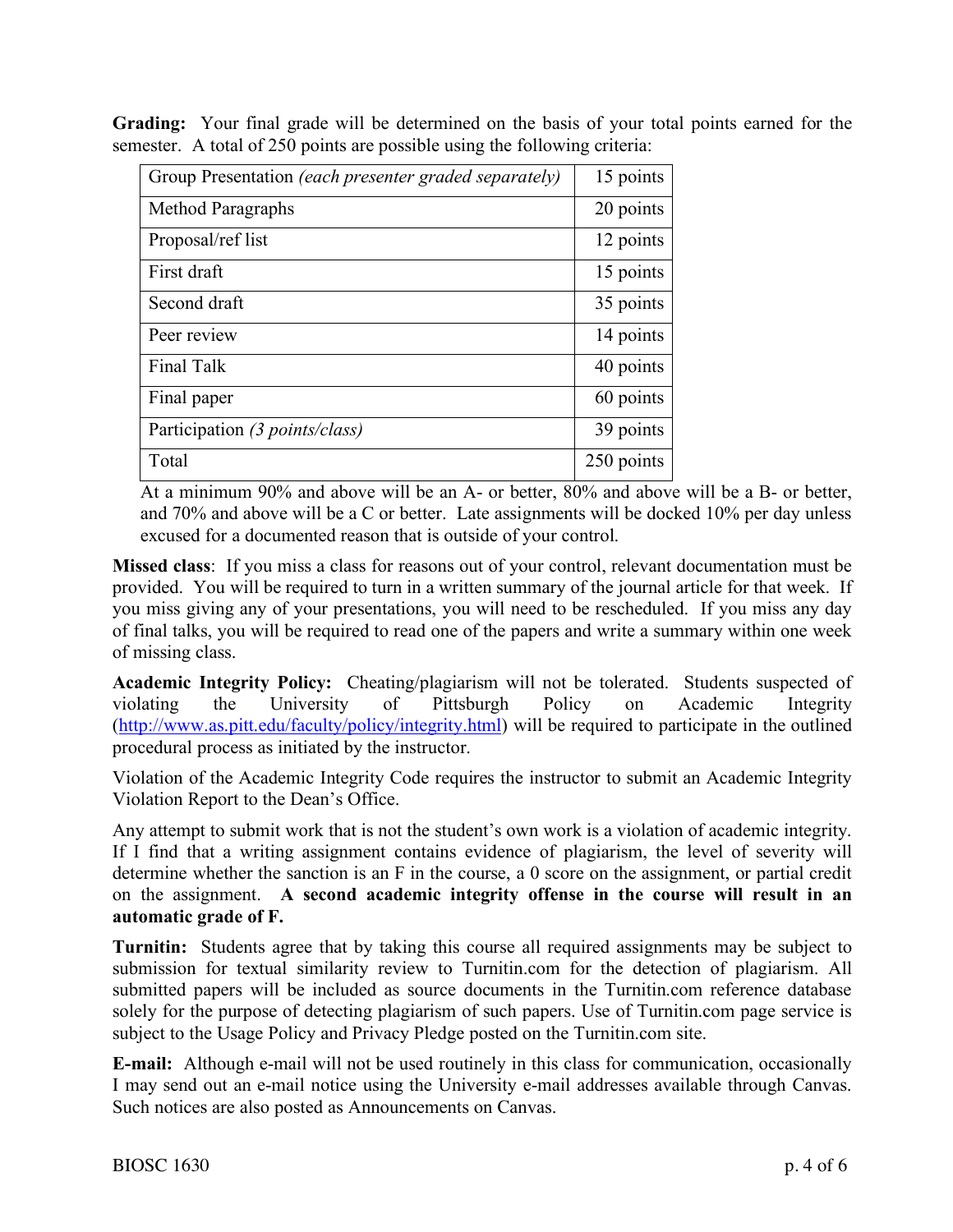**Grading:** Your final grade will be determined on the basis of your total points earned for the semester. A total of 250 points are possible using the following criteria:

| | |
|---|---|
| Group Presentation *(each presenter graded separately)* | 15 points |
| Method Paragraphs | 20 points |
| Proposal/ref list | 12 points |
| First draft | 15 points |
| Second draft | 35 points |
| Peer review | 14 points |
| Final Talk | 40 points |
| Final paper | 60 points |
| Participation *(3 points/class)* | 39 points |
| Total | 250 points |

At a minimum 90% and above will be an A- or better, 80% and above will be a B- or better, and 70% and above will be a C or better. Late assignments will be docked 10% per day unless excused for a documented reason that is outside of your control.

**Missed class**: If you miss a class for reasons out of your control, relevant documentation must be provided. You will be required to turn in a written summary of the journal article for that week. If you miss giving any of your presentations, you will need to be rescheduled. If you miss any day of final talks, you will be required to read one of the papers and write a summary within one week of missing class.

**Academic Integrity Policy:** Cheating/plagiarism will not be tolerated. Students suspected of violating the University of Pittsburgh Policy on Academic Integrity (http://www.as.pitt.edu/faculty/policy/integrity.html) will be required to participate in the outlined procedural process as initiated by the instructor.

Violation of the Academic Integrity Code requires the instructor to submit an Academic Integrity Violation Report to the Dean's Office.

Any attempt to submit work that is not the student's own work is a violation of academic integrity. If I find that a writing assignment contains evidence of plagiarism, the level of severity will determine whether the sanction is an F in the course, a 0 score on the assignment, or partial credit on the assignment. **A second academic integrity offense in the course will result in an automatic grade of F.**

**Turnitin:** Students agree that by taking this course all required assignments may be subject to submission for textual similarity review to Turnitin.com for the detection of plagiarism. All submitted papers will be included as source documents in the Turnitin.com reference database solely for the purpose of detecting plagiarism of such papers. Use of Turnitin.com page service is subject to the Usage Policy and Privacy Pledge posted on the Turnitin.com site.

**E-mail:** Although e-mail will not be used routinely in this class for communication, occasionally I may send out an e-mail notice using the University e-mail addresses available through Canvas. Such notices are also posted as Announcements on Canvas.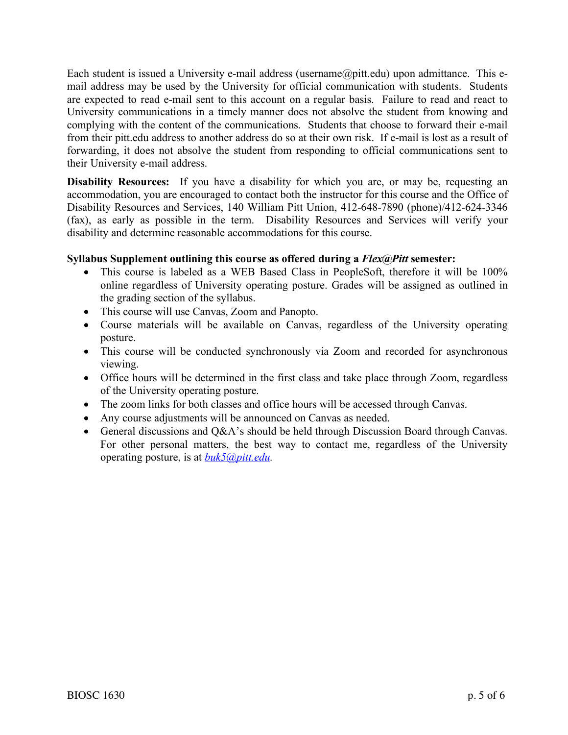Each student is issued a University e-mail address (username@pitt.edu) upon admittance. This e-mail address may be used by the University for official communication with students. Students are expected to read e-mail sent to this account on a regular basis. Failure to read and react to University communications in a timely manner does not absolve the student from knowing and complying with the content of the communications. Students that choose to forward their e-mail from their pitt.edu address to another address do so at their own risk. If e-mail is lost as a result of forwarding, it does not absolve the student from responding to official communications sent to their University e-mail address.

**Disability Resources:** If you have a disability for which you are, or may be, requesting an accommodation, you are encouraged to contact both the instructor for this course and the Office of Disability Resources and Services, 140 William Pitt Union, 412-648-7890 (phone)/412-624-3346 (fax), as early as possible in the term. Disability Resources and Services will verify your disability and determine reasonable accommodations for this course.

**Syllabus Supplement outlining this course as offered during a *Flex@Pitt* semester:**

- This course is labeled as a WEB Based Class in PeopleSoft, therefore it will be 100% online regardless of University operating posture. Grades will be assigned as outlined in the grading section of the syllabus.
- This course will use Canvas, Zoom and Panopto.
- Course materials will be available on Canvas, regardless of the University operating posture.
- This course will be conducted synchronously via Zoom and recorded for asynchronous viewing.
- Office hours will be determined in the first class and take place through Zoom, regardless of the University operating posture.
- The zoom links for both classes and office hours will be accessed through Canvas.
- Any course adjustments will be announced on Canvas as needed.
- General discussions and Q&A's should be held through Discussion Board through Canvas. For other personal matters, the best way to contact me, regardless of the University operating posture, is at *buk5@pitt.edu.*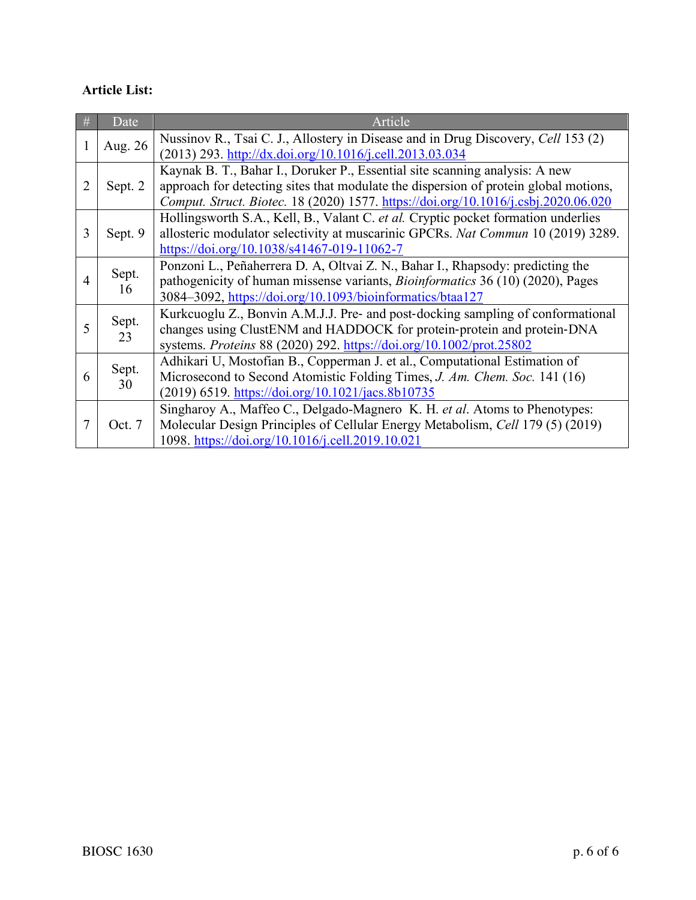**Article List:**

| # | Date | Article |
|---|---|---|
| 1 | Aug. 26 | Nussinov R., Tsai C. J., Allostery in Disease and in Drug Discovery, *Cell* 153 (2) (2013) 293. http://dx.doi.org/10.1016/j.cell.2013.03.034 |
| 2 | Sept. 2 | Kaynak B. T., Bahar I., Doruker P., Essential site scanning analysis: A new approach for detecting sites that modulate the dispersion of protein global motions, *Comput. Struct. Biotec.* 18 (2020) 1577. https://doi.org/10.1016/j.csbj.2020.06.020 |
| 3 | Sept. 9 | Hollingsworth S.A., Kell, B., Valant C. *et al.* Cryptic pocket formation underlies allosteric modulator selectivity at muscarinic GPCRs. *Nat Commun* 10 (2019) 3289. https://doi.org/10.1038/s41467-019-11062-7 |
| 4 | Sept. 16 | Ponzoni L., Peñaherrera D. A, Oltvai Z. N., Bahar I., Rhapsody: predicting the pathogenicity of human missense variants, *Bioinformatics* 36 (10) (2020), Pages 3084–3092, https://doi.org/10.1093/bioinformatics/btaa127 |
| 5 | Sept. 23 | Kurkcuoglu Z., Bonvin A.M.J.J. Pre- and post-docking sampling of conformational changes using ClustENM and HADDOCK for protein-protein and protein-DNA systems. *Proteins* 88 (2020) 292. https://doi.org/10.1002/prot.25802 |
| 6 | Sept. 30 | Adhikari U, Mostofian B., Copperman J. et al., Computational Estimation of Microsecond to Second Atomistic Folding Times, *J. Am. Chem. Soc.* 141 (16) (2019) 6519. https://doi.org/10.1021/jacs.8b10735 |
| 7 | Oct. 7 | Singharoy A., Maffeo C., Delgado-Magnero K. H. *et al*. Atoms to Phenotypes: Molecular Design Principles of Cellular Energy Metabolism, *Cell* 179 (5) (2019) 1098. https://doi.org/10.1016/j.cell.2019.10.021 |